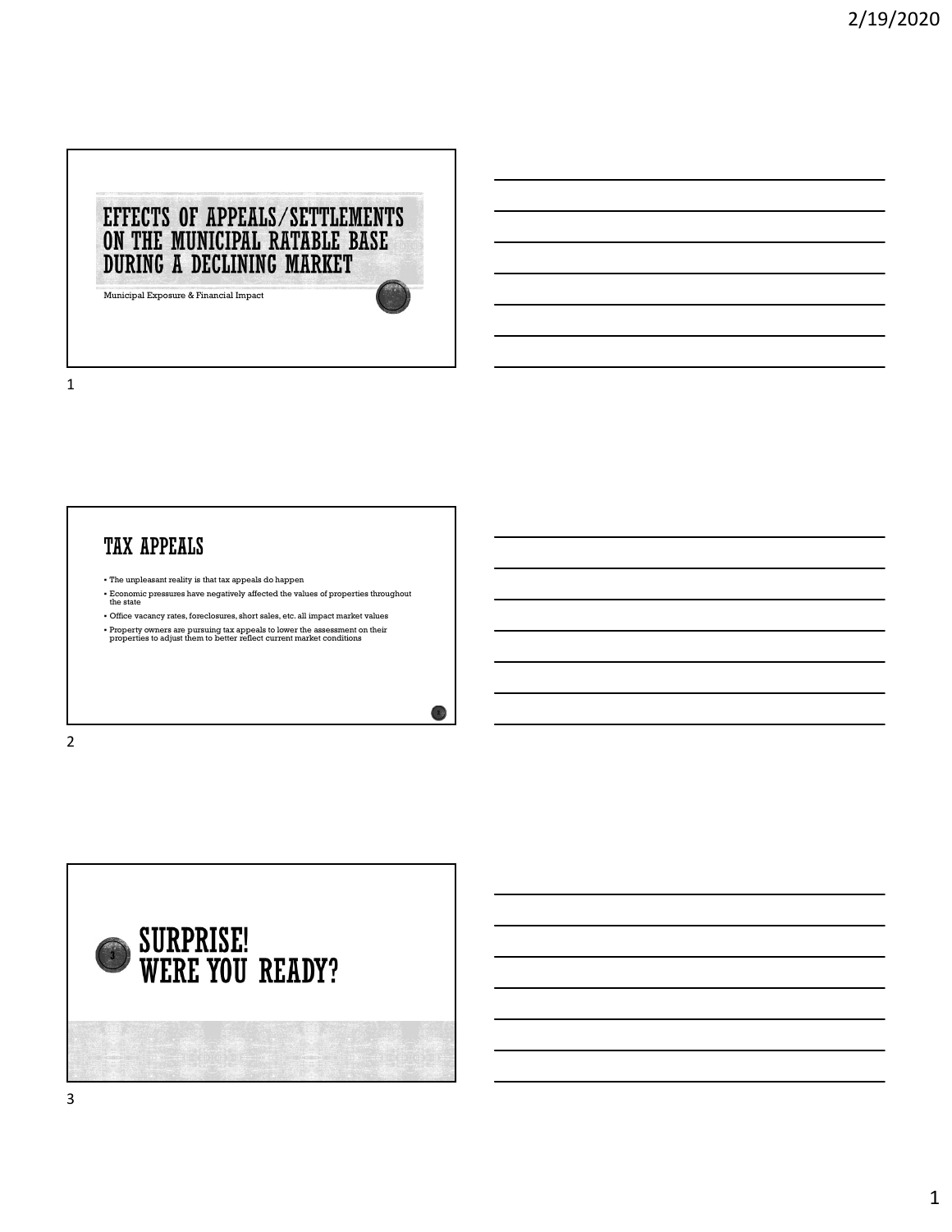# EFFECTS OF APPEALS/SETTLEMENTS ON THE MUNICIPAL RATABLE BASE DURING A DECLINING MARKET

Municipal Exposure & Financial Impact

## TAX APPEALS

- The unpleasant reality is that tax appeals do happen
- Economic pressures have negatively affected the values of properties throughout the state
- Office vacancy rates, foreclosures, short sales, etc. all impact market values
- Property owners are pursuing tax appeals to lower the assessment on their properties to adjust them to better reflect current market conditions

## SURPRISE! WERE YOU READY?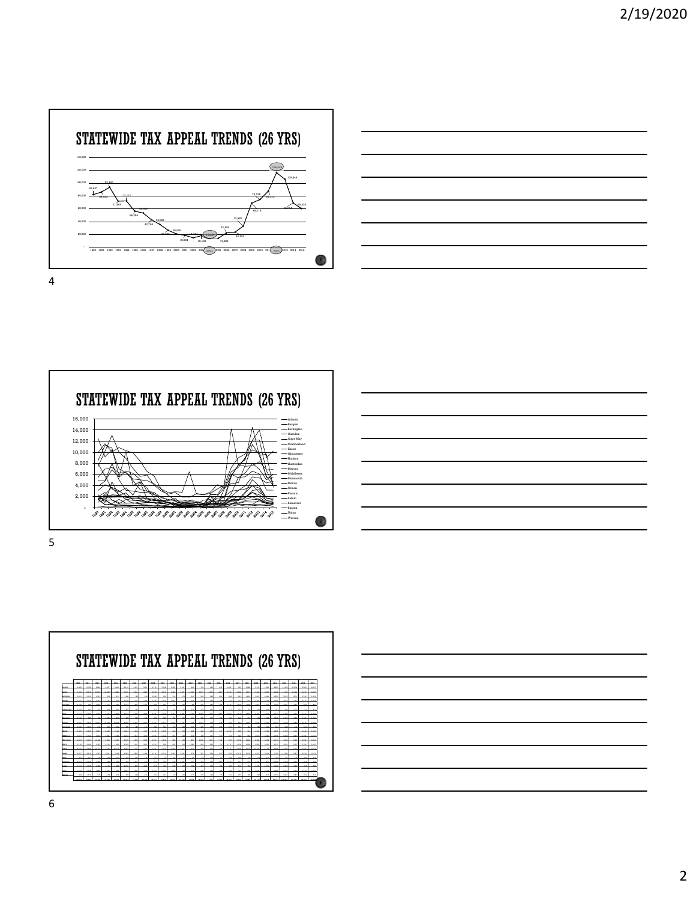## STATEWIDE TAX APPEAL TRENDS (26 YRS)

## STATEWIDE TAX APPEAL TRENDS (26 YRS)

## STATEWIDE TAX APPEAL TRENDS (26 YRS)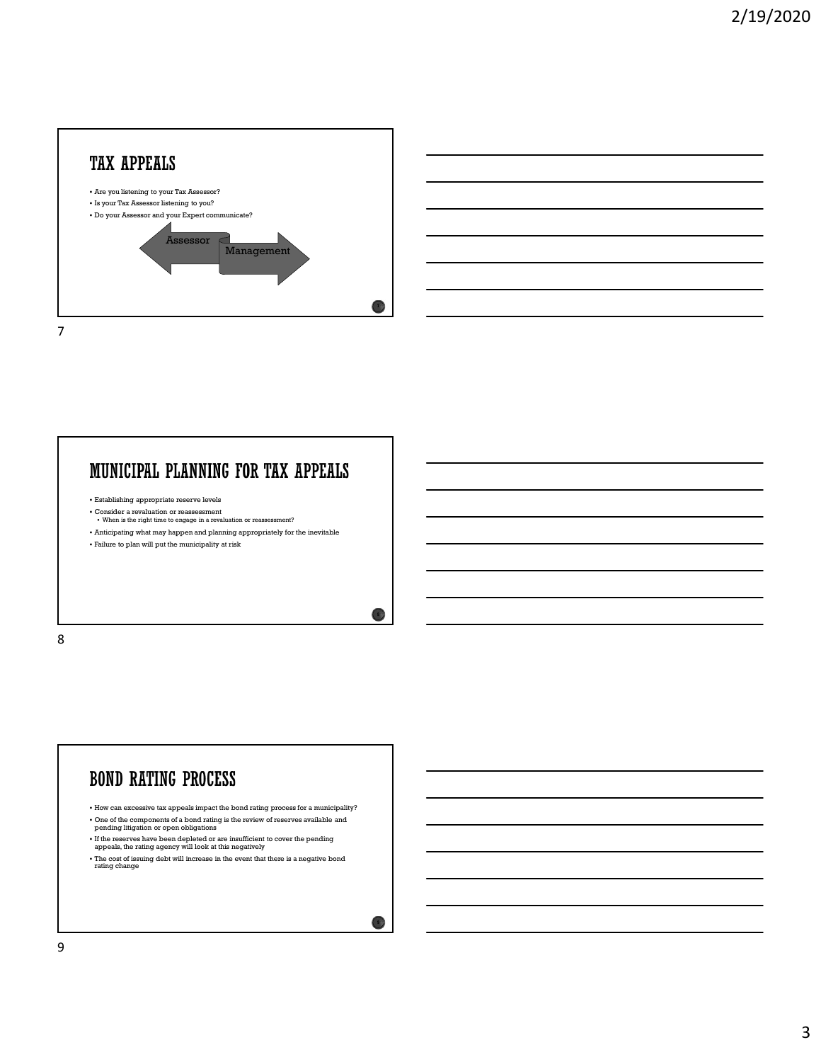# TAX APPEALS

- Are you listening to your Tax Assessor?
- Is your Tax Assessor listening to you?
- Do your Assessor and your Expert communicate?

Assessor

Management

# MUNICIPAL PLANNING FOR TAX APPEALS

- Establishing appropriate reserve levels
- Consider a revaluation or reassessment
  - When is the right time to engage in a revaluation or reassessment?
- Anticipating what may happen and planning appropriately for the inevitable
- Failure to plan will put the municipality at risk

# BOND RATING PROCESS

- How can excessive tax appeals impact the bond rating process for a municipality?
- One of the components of a bond rating is the review of reserves available and pending litigation or open obligations
- If the reserves have been depleted or are insufficient to cover the pending appeals, the rating agency will look at this negatively
- The cost of issuing debt will increase in the event that there is a negative bond rating change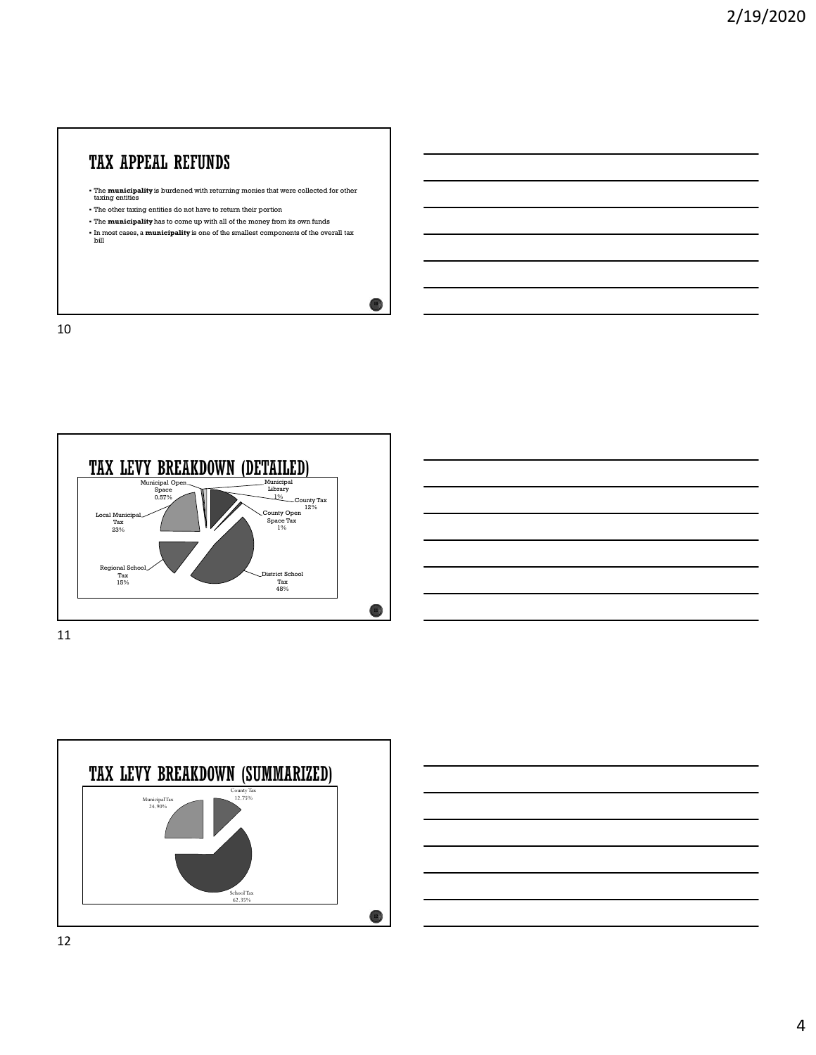## TAX APPEAL REFUNDS

- The **municipality** is burdened with returning monies that were collected for other taxing entities
- The other taxing entities do not have to return their portion
- The **municipality** has to come up with all of the money from its own funds
- In most cases, a **municipality** is one of the smallest components of the overall tax bill

## TAX LEVY BREAKDOWN (DETAILED)

Municipal Open Space 0.57%

Municipal Library 1%

County Tax 12%

County Open Space Tax 1%

District School Tax 48%

Regional School Tax 15%

Local Municipal Tax 23%

## TAX LEVY BREAKDOWN (SUMMARIZED)

County Tax 12.75%

Municipal Tax 24.90%

School Tax 62.35%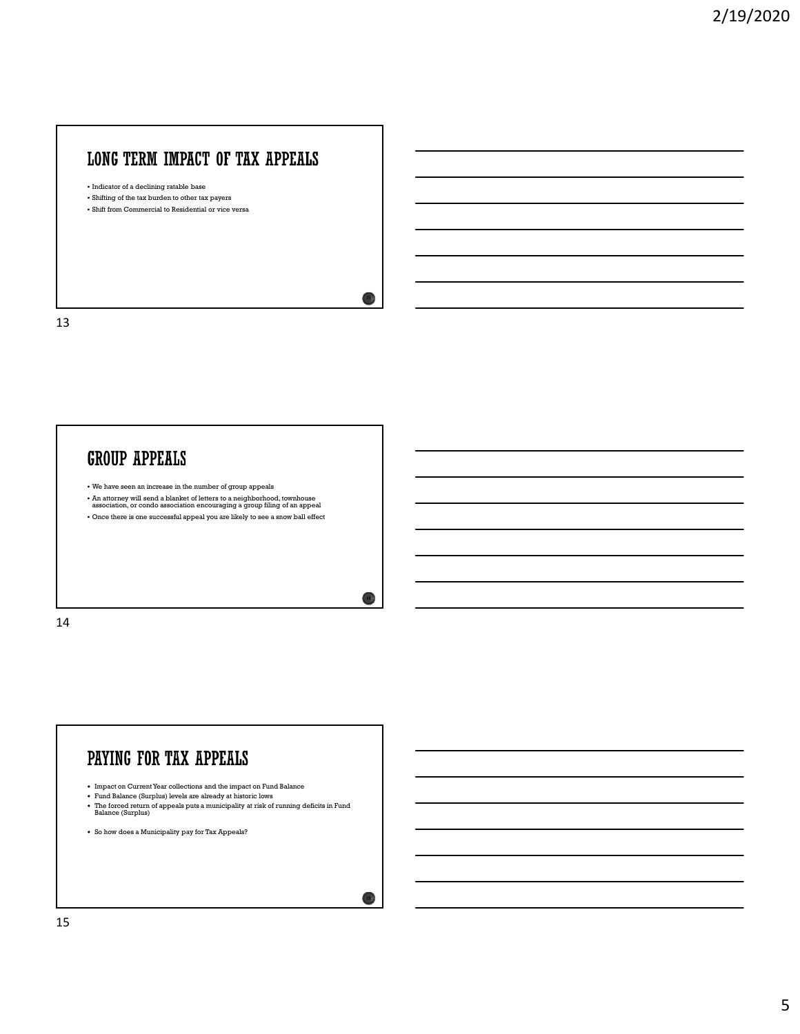## LONG TERM IMPACT OF TAX APPEALS

- Indicator of a declining ratable base
- Shifting of the tax burden to other tax payers
- Shift from Commercial to Residential or vice versa

## GROUP APPEALS

- We have seen an increase in the number of group appeals
- An attorney will send a blanket of letters to a neighborhood, townhouse association, or condo association encouraging a group filing of an appeal
- Once there is one successful appeal you are likely to see a snow ball effect

## PAYING FOR TAX APPEALS

- Impact on Current Year collections and the impact on Fund Balance
- Fund Balance (Surplus) levels are already at historic lows
- The forced return of appeals puts a municipality at risk of running deficits in Fund Balance (Surplus)

- So how does a Municipality pay for Tax Appeals?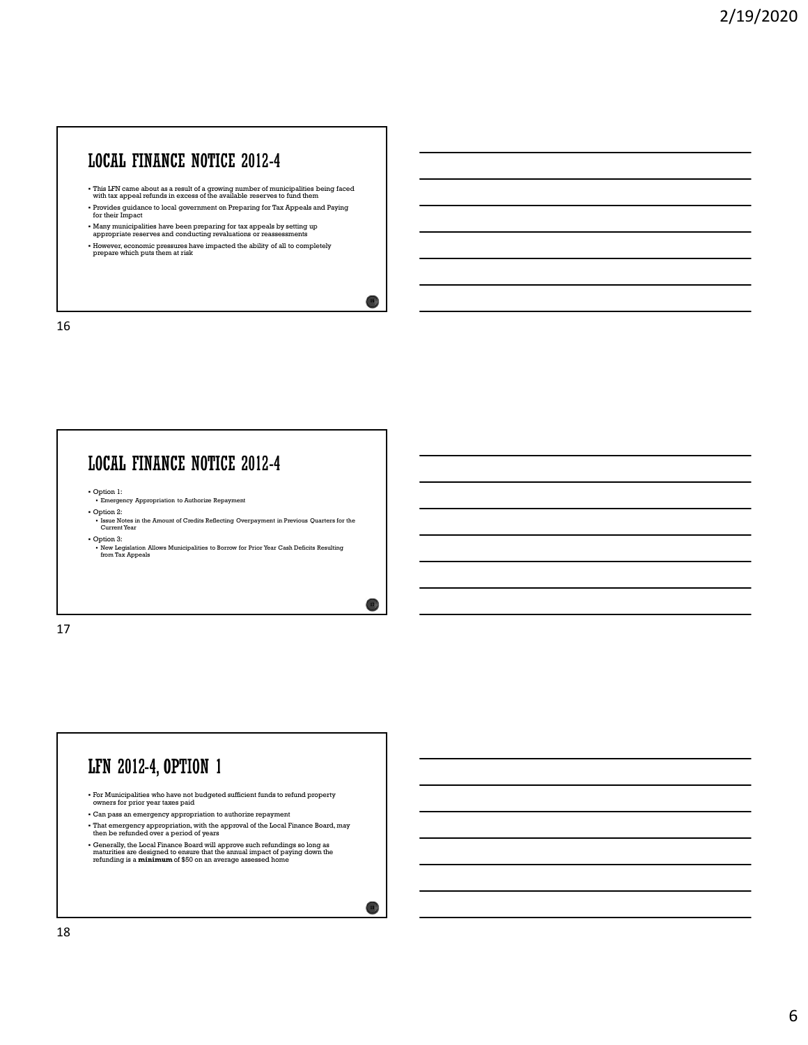## LOCAL FINANCE NOTICE 2012-4

- This LFN came about as a result of a growing number of municipalities being faced with tax appeal refunds in excess of the available reserves to fund them
- Provides guidance to local government on Preparing for Tax Appeals and Paying for their Impact
- Many municipalities have been preparing for tax appeals by setting up appropriate reserves and conducting revaluations or reassessments
- However, economic pressures have impacted the ability of all to completely prepare which puts them at risk

## LOCAL FINANCE NOTICE 2012-4

- Option 1:
  - Emergency Appropriation to Authorize Repayment
- Option 2:
  - Issue Notes in the Amount of Credits Reflecting Overpayment in Previous Quarters for the Current Year
- Option 3:
  - New Legislation Allows Municipalities to Borrow for Prior Year Cash Deficits Resulting from Tax Appeals

## LFN 2012-4, OPTION 1

- For Municipalities who have not budgeted sufficient funds to refund property owners for prior year taxes paid
- Can pass an emergency appropriation to authorize repayment
- That emergency appropriation, with the approval of the Local Finance Board, may then be refunded over a period of years
- Generally, the Local Finance Board will approve such refundings so long as maturities are designed to ensure that the annual impact of paying down the refunding is a **minimum** of $50 on an average assessed home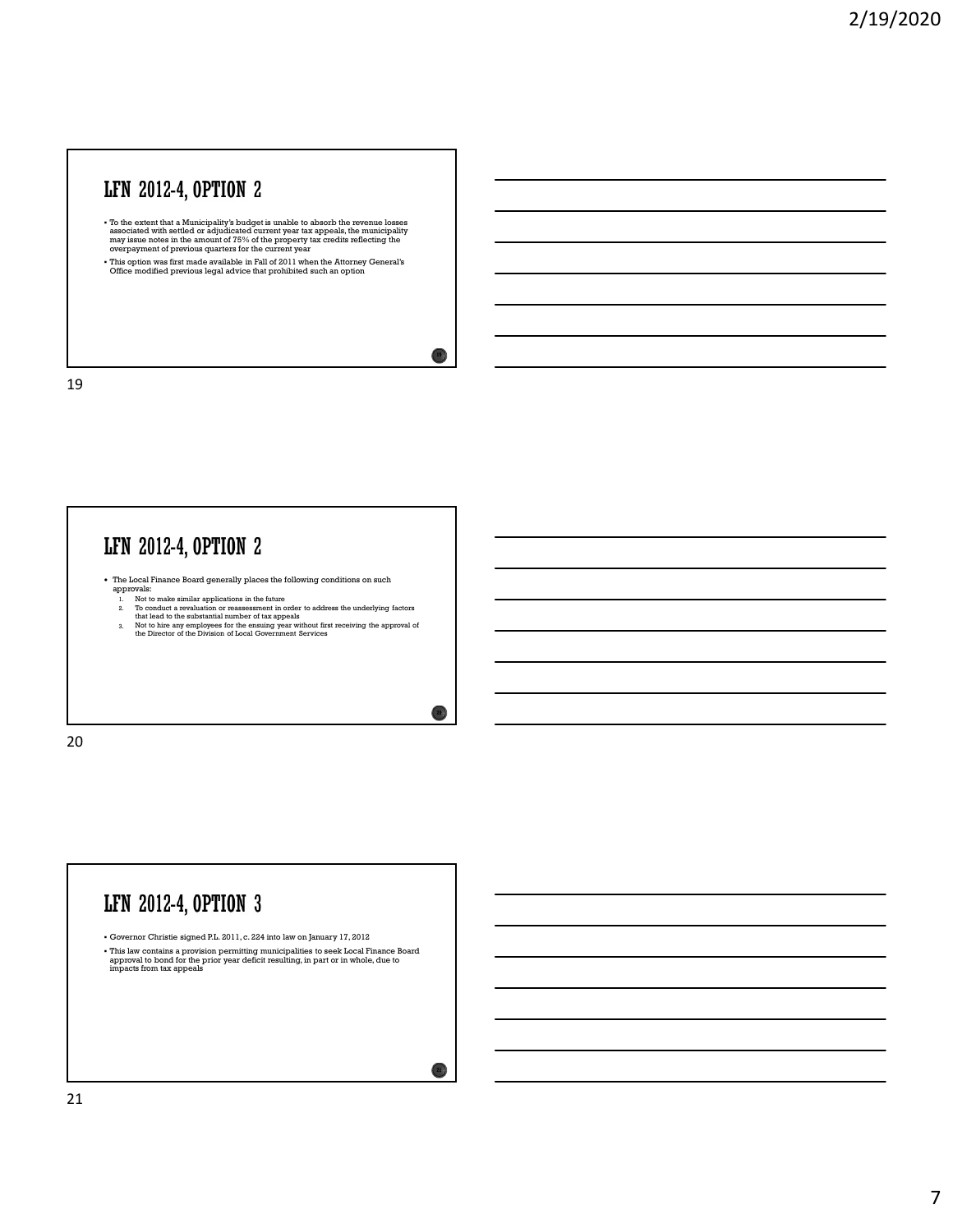## LFN 2012-4, OPTION 2

- To the extent that a Municipality's budget is unable to absorb the revenue losses associated with settled or adjudicated current year tax appeals, the municipality may issue notes in the amount of 75% of the property tax credits reflecting the overpayment of previous quarters for the current year
- This option was first made available in Fall of 2011 when the Attorney General's Office modified previous legal advice that prohibited such an option

## LFN 2012-4, OPTION 2

- The Local Finance Board generally places the following conditions on such approvals:
  1. Not to make similar applications in the future
  2. To conduct a revaluation or reassessment in order to address the underlying factors that lead to the substantial number of tax appeals
  3. Not to hire any employees for the ensuing year without first receiving the approval of the Director of the Division of Local Government Services

## LFN 2012-4, OPTION 3

- Governor Christie signed P.L. 2011, c. 224 into law on January 17, 2012
- This law contains a provision permitting municipalities to seek Local Finance Board approval to bond for the prior year deficit resulting, in part or in whole, due to impacts from tax appeals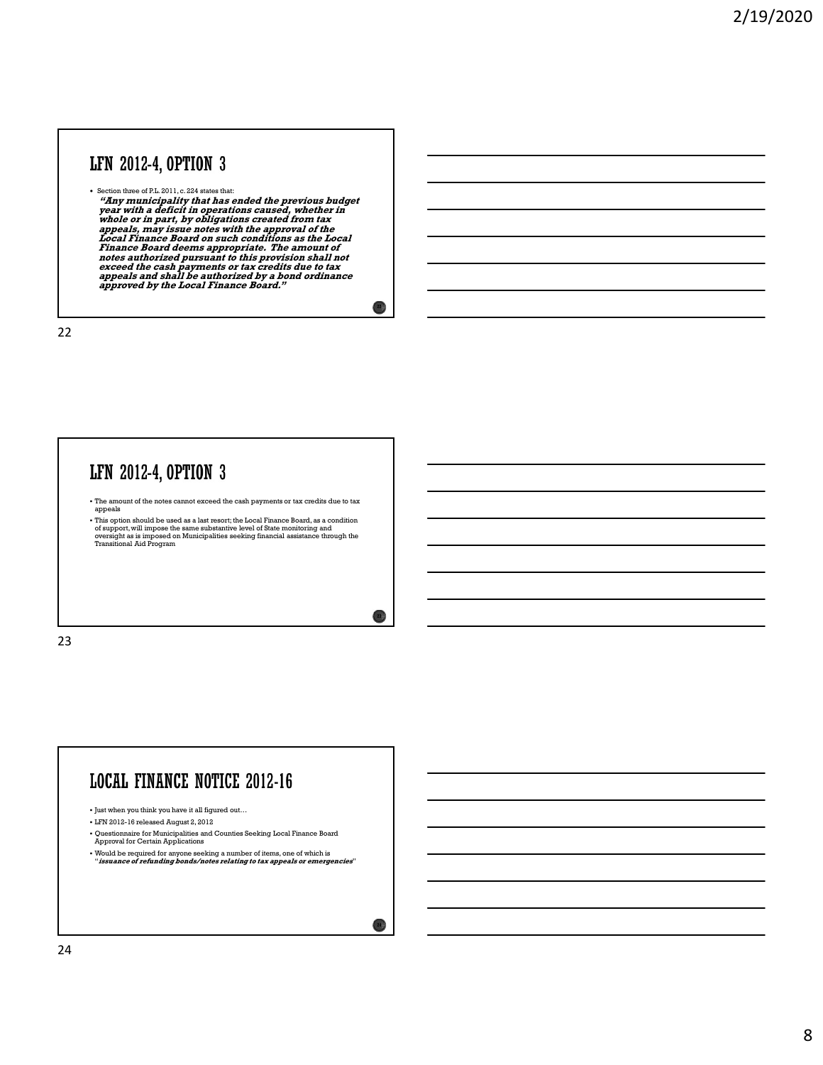## LFN 2012-4, OPTION 3

- Section three of P.L. 2011, c. 224 states that:

  ***"Any municipality that has ended the previous budget year with a deficit in operations caused, whether in whole or in part, by obligations created from tax appeals, may issue notes with the approval of the Local Finance Board on such conditions as the Local Finance Board deems appropriate. The amount of notes authorized pursuant to this provision shall not exceed the cash payments or tax credits due to tax appeals and shall be authorized by a bond ordinance approved by the Local Finance Board."***

## LFN 2012-4, OPTION 3

- The amount of the notes cannot exceed the cash payments or tax credits due to tax appeals
- This option should be used as a last resort; the Local Finance Board, as a condition of support, will impose the same substantive level of State monitoring and oversight as is imposed on Municipalities seeking financial assistance through the Transitional Aid Program

## LOCAL FINANCE NOTICE 2012-16

- Just when you think you have it all figured out…
- LFN 2012-16 released August 2, 2012
- Questionnaire for Municipalities and Counties Seeking Local Finance Board Approval for Certain Applications
- Would be required for anyone seeking a number of items, one of which is "***issuance of refunding bonds/notes relating to tax appeals or emergencies***"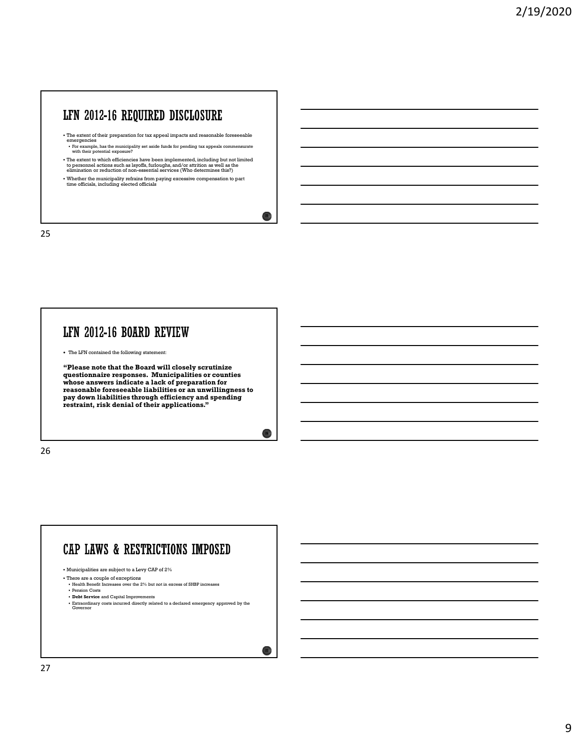## LFN 2012-16 REQUIRED DISCLOSURE

- The extent of their preparation for tax appeal impacts and reasonable foreseeable emergencies
  - For example, has the municipality set aside funds for pending tax appeals commensurate with their potential exposure?
- The extent to which efficiencies have been implemented, including but not limited to personnel actions such as layoffs, furloughs, and/or attrition as well as the elimination or reduction of non-essential services (Who determines this?)
- Whether the municipality refrains from paying excessive compensation to part time officials, including elected officials

## LFN 2012-16 BOARD REVIEW

- The LFN contained the following statement:

**"Please note that the Board will closely scrutinize questionnaire responses. Municipalities or counties whose answers indicate a lack of preparation for reasonable foreseeable liabilities or an unwillingness to pay down liabilities through efficiency and spending restraint, risk denial of their applications."**

## CAP LAWS & RESTRICTIONS IMPOSED

- Municipalities are subject to a Levy CAP of 2%
- There are a couple of exceptions
  - Health Benefit Increases over the 2% but not in excess of SHBP increases
  - Pension Costs
  - **Debt Service** and Capital Improvements
  - Extraordinary costs incurred directly related to a declared emergency approved by the Governor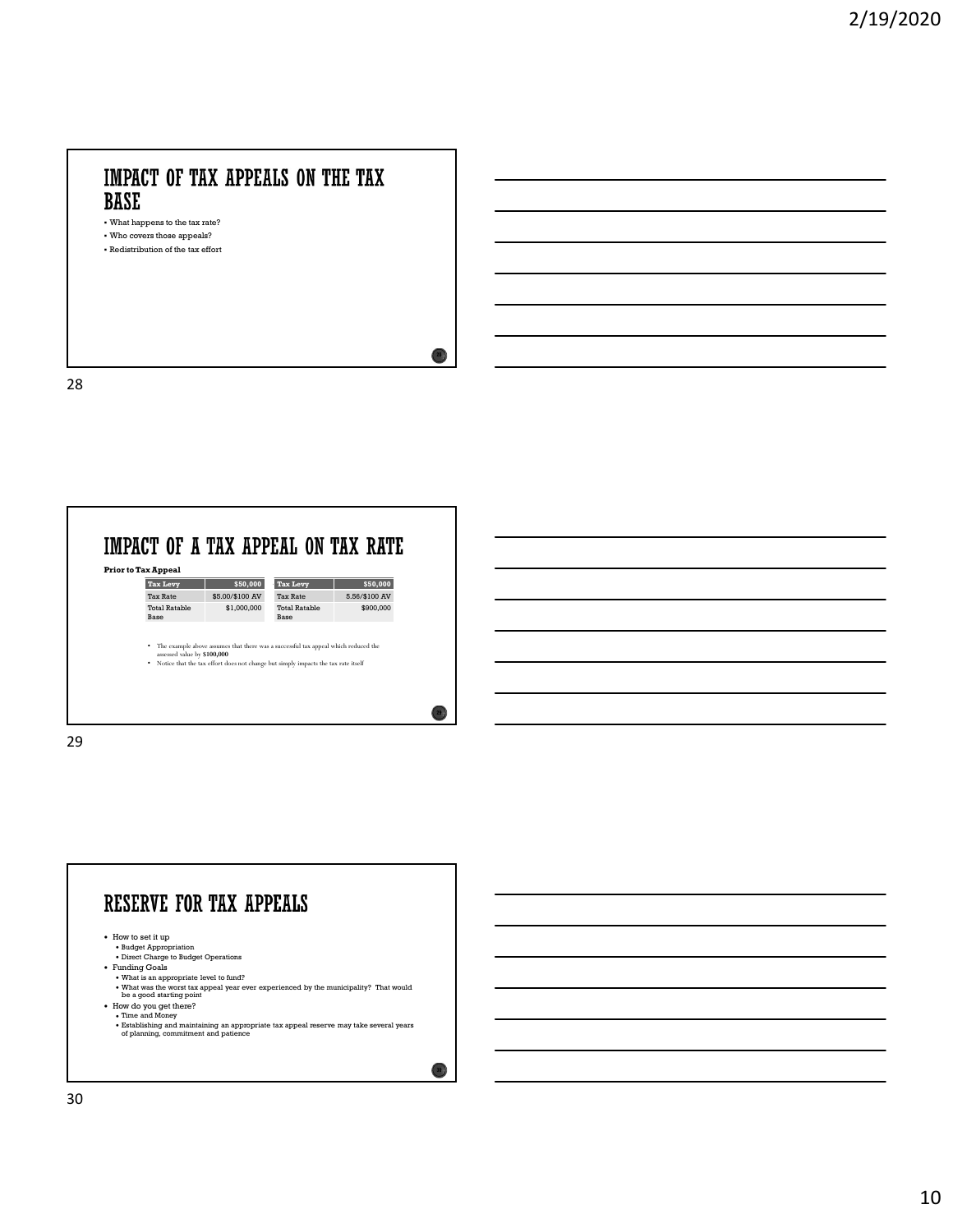# IMPACT OF TAX APPEALS ON THE TAX BASE

- What happens to the tax rate?
- Who covers those appeals?
- Redistribution of the tax effort

# IMPACT OF A TAX APPEAL ON TAX RATE

**Prior to Tax Appeal**

| Tax Levy | $50,000 |
|---|---|
| Tax Rate | $5.00/$100 AV |
| Total Ratable Base | $1,000,000 |

| Tax Levy | $50,000 |
|---|---|
| Tax Rate | 5.56/$100 AV |
| Total Ratable Base | $900,000 |

- The example above assumes that there was a successful tax appeal which reduced the assessed value by **$100,000**
- Notice that the tax effort does not change but simply impacts the tax rate itself

# RESERVE FOR TAX APPEALS

- How to set it up
  - Budget Appropriation
  - Direct Charge to Budget Operations
- Funding Goals
  - What is an appropriate level to fund?
  - What was the worst tax appeal year ever experienced by the municipality? That would be a good starting point
- How do you get there?
  - Time and Money
  - Establishing and maintaining an appropriate tax appeal reserve may take several years of planning, commitment and patience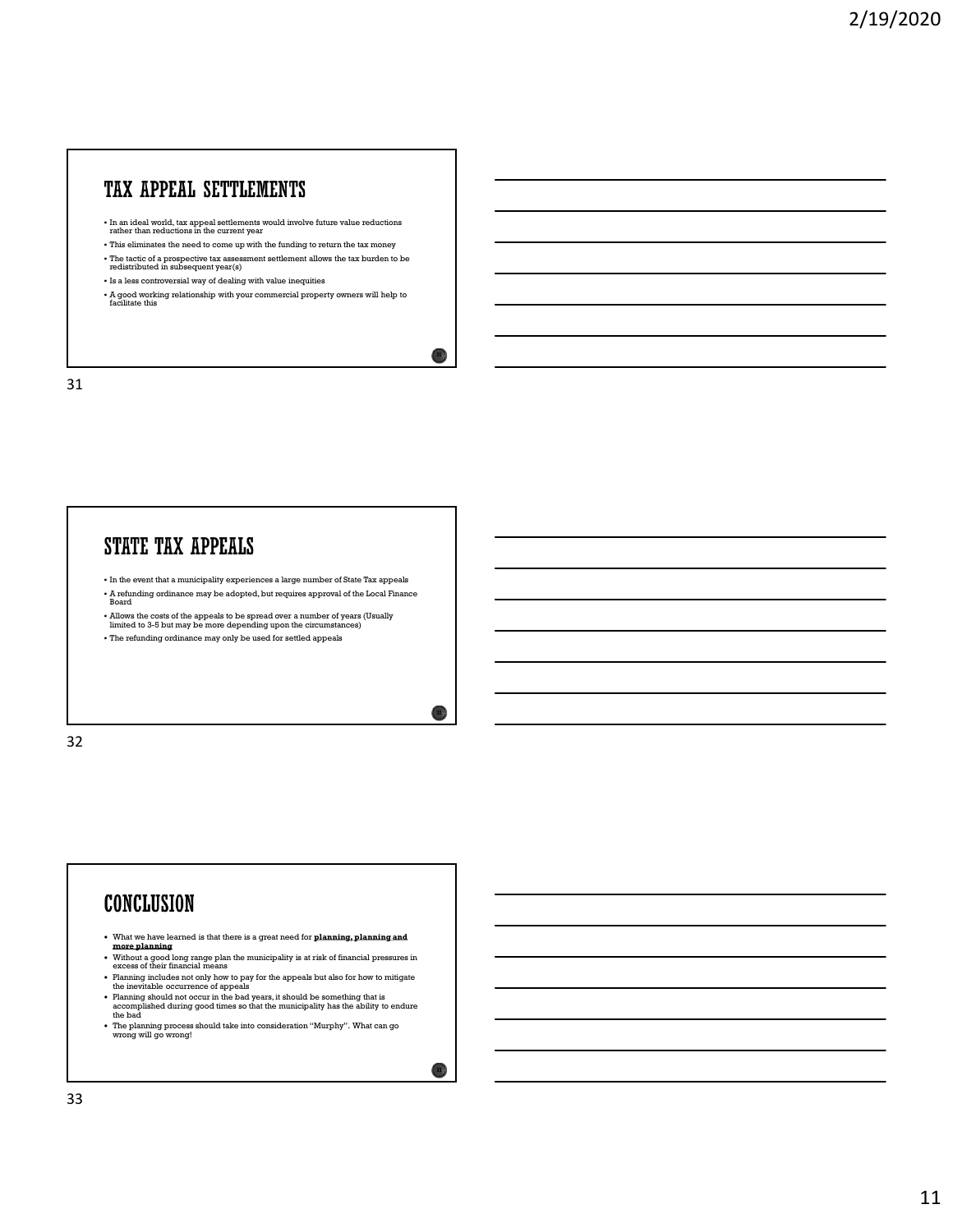## TAX APPEAL SETTLEMENTS

- In an ideal world, tax appeal settlements would involve future value reductions rather than reductions in the current year
- This eliminates the need to come up with the funding to return the tax money
- The tactic of a prospective tax assessment settlement allows the tax burden to be redistributed in subsequent year(s)
- Is a less controversial way of dealing with value inequities
- A good working relationship with your commercial property owners will help to facilitate this

## STATE TAX APPEALS

- In the event that a municipality experiences a large number of State Tax appeals
- A refunding ordinance may be adopted, but requires approval of the Local Finance Board
- Allows the costs of the appeals to be spread over a number of years (Usually limited to 3-5 but may be more depending upon the circumstances)
- The refunding ordinance may only be used for settled appeals

## CONCLUSION

- What we have learned is that there is a great need for **planning, planning and more planning**
- Without a good long range plan the municipality is at risk of financial pressures in excess of their financial means
- Planning includes not only how to pay for the appeals but also for how to mitigate the inevitable occurrence of appeals
- Planning should not occur in the bad years, it should be something that is accomplished during good times so that the municipality has the ability to endure the bad
- The planning process should take into consideration "Murphy". What can go wrong will go wrong!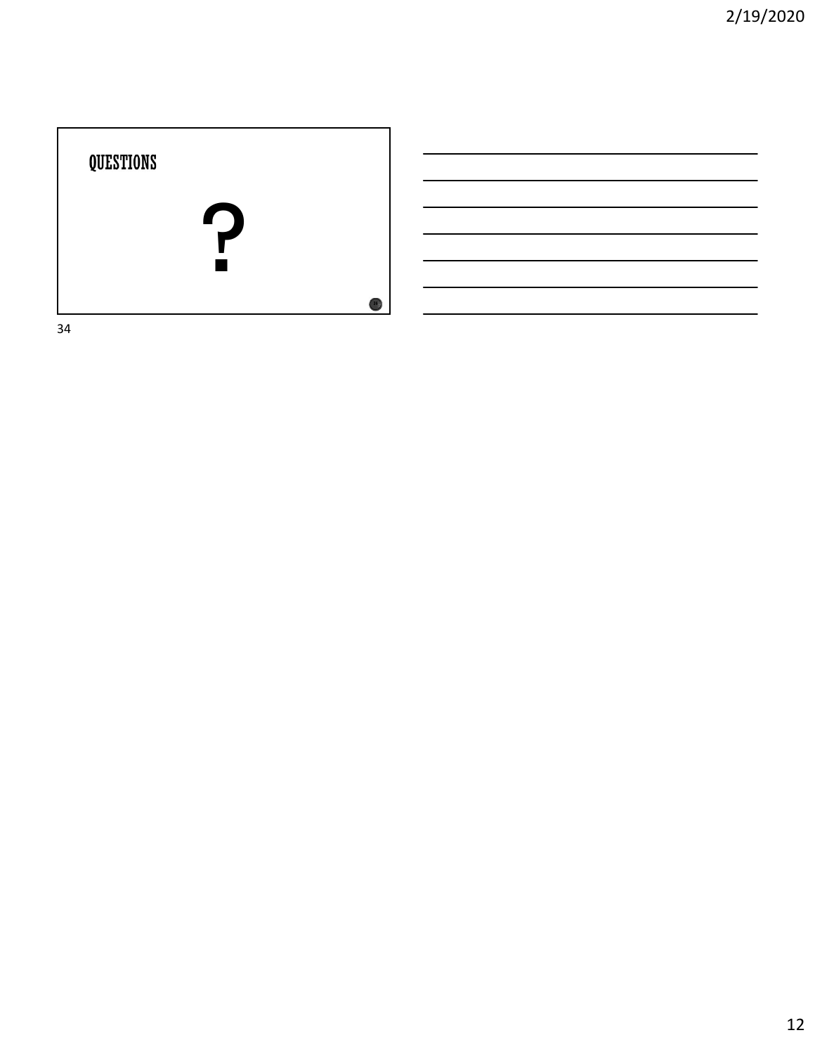## QUESTIONS

?

34